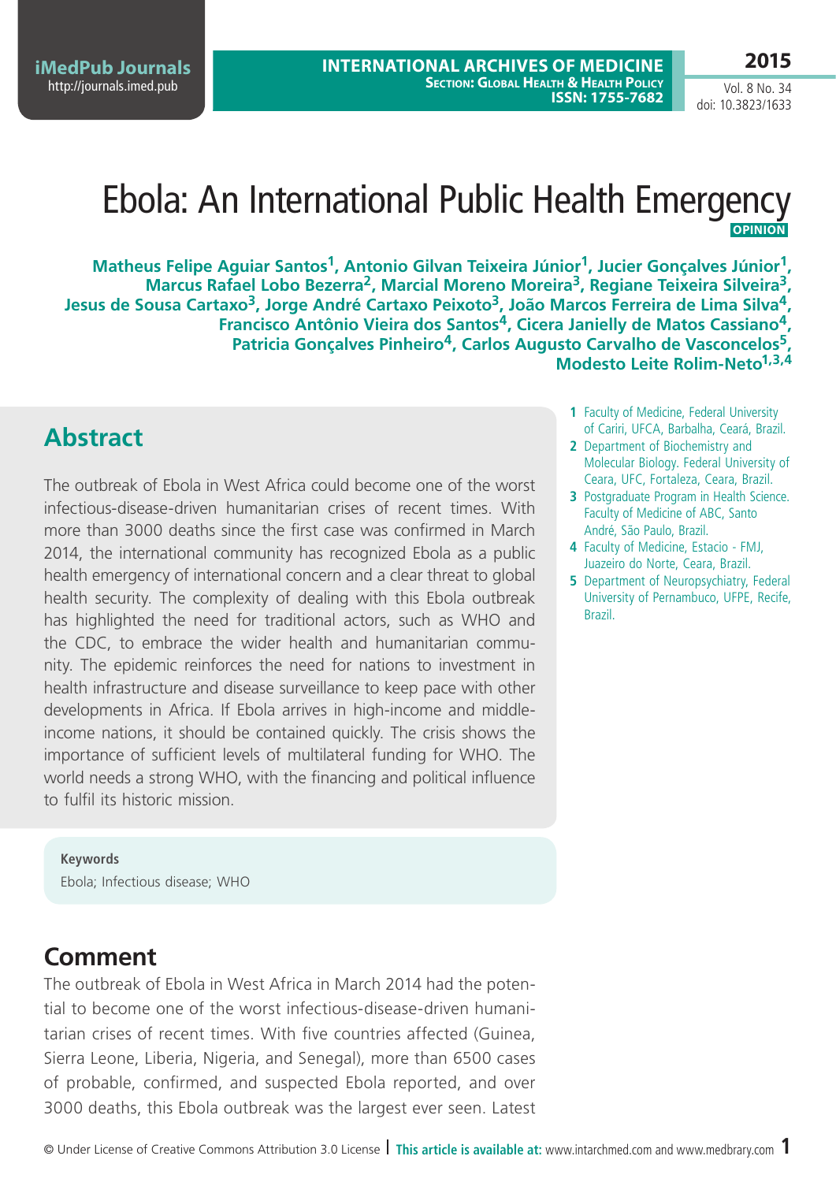# Ebola: An International Public Health Emergency

**OPINION**

**Matheus Felipe Aguiar Santos[1], Antonio Gilvan Teixeira Júnior[1], Jucier Gonçalves Júnior[1], Marcus Rafael Lobo Bezerra[2], Marcial Moreno Moreira[3], Regiane Teixeira Silveira[3], Jesus de Sousa Cartaxo[3], Jorge André Cartaxo Peixoto[3], João Marcos Ferreira de Lima Silva[4], Francisco Antônio Vieira dos Santos[4], Cicera Janielly de Matos Cassiano[4], Patricia Gonçalves Pinheiro[4], Carlos Augusto Carvalho de Vasconcelos[5], Modesto Leite Rolim-Neto[1,3,4]**

1 Faculty of Medicine, Federal University of Cariri, UFCA, Barbalha, Ceará, Brazil.
2 Department of Biochemistry and Molecular Biology. Federal University of Ceara, UFC, Fortaleza, Ceara, Brazil.
3 Postgraduate Program in Health Science. Faculty of Medicine of ABC, Santo André, São Paulo, Brazil.
4 Faculty of Medicine, Estacio - FMJ, Juazeiro do Norte, Ceara, Brazil.
5 Department of Neuropsychiatry, Federal University of Pernambuco, UFPE, Recife, Brazil.

## Abstract

The outbreak of Ebola in West Africa could become one of the worst infectious-disease-driven humanitarian crises of recent times. With more than 3000 deaths since the first case was confirmed in March 2014, the international community has recognized Ebola as a public health emergency of international concern and a clear threat to global health security. The complexity of dealing with this Ebola outbreak has highlighted the need for traditional actors, such as WHO and the CDC, to embrace the wider health and humanitarian community. The epidemic reinforces the need for nations to investment in health infrastructure and disease surveillance to keep pace with other developments in Africa. If Ebola arrives in high-income and middle-income nations, it should be contained quickly. The crisis shows the importance of sufficient levels of multilateral funding for WHO. The world needs a strong WHO, with the financing and political influence to fulfil its historic mission.

**Keywords**

Ebola; Infectious disease; WHO

## Comment

The outbreak of Ebola in West Africa in March 2014 had the potential to become one of the worst infectious-disease-driven humanitarian crises of recent times. With five countries affected (Guinea, Sierra Leone, Liberia, Nigeria, and Senegal), more than 6500 cases of probable, confirmed, and suspected Ebola reported, and over 3000 deaths, this Ebola outbreak was the largest ever seen. Latest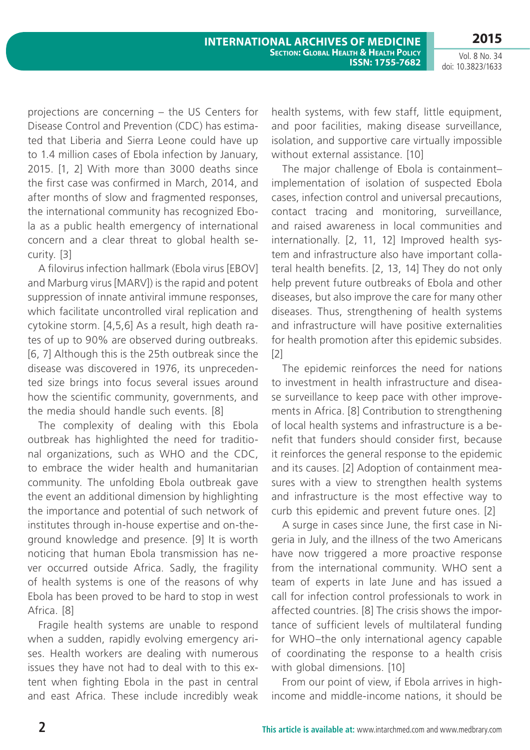projections are concerning – the US Centers for Disease Control and Prevention (CDC) has estimated that Liberia and Sierra Leone could have up to 1.4 million cases of Ebola infection by January, 2015. [1, 2] With more than 3000 deaths since the first case was confirmed in March, 2014, and after months of slow and fragmented responses, the international community has recognized Ebola as a public health emergency of international concern and a clear threat to global health security. [3]

A filovirus infection hallmark (Ebola virus [EBOV] and Marburg virus [MARV]) is the rapid and potent suppression of innate antiviral immune responses, which facilitate uncontrolled viral replication and cytokine storm. [4,5,6] As a result, high death rates of up to 90% are observed during outbreaks. [6, 7] Although this is the 25th outbreak since the disease was discovered in 1976, its unprecedented size brings into focus several issues around how the scientific community, governments, and the media should handle such events. [8]

The complexity of dealing with this Ebola outbreak has highlighted the need for traditional organizations, such as WHO and the CDC, to embrace the wider health and humanitarian community. The unfolding Ebola outbreak gave the event an additional dimension by highlighting the importance and potential of such network of institutes through in-house expertise and on-the-ground knowledge and presence. [9] It is worth noticing that human Ebola transmission has never occurred outside Africa. Sadly, the fragility of health systems is one of the reasons of why Ebola has been proved to be hard to stop in west Africa. [8]

Fragile health systems are unable to respond when a sudden, rapidly evolving emergency arises. Health workers are dealing with numerous issues they have not had to deal with to this extent when fighting Ebola in the past in central and east Africa. These include incredibly weak health systems, with few staff, little equipment, and poor facilities, making disease surveillance, isolation, and supportive care virtually impossible without external assistance. [10]

The major challenge of Ebola is containment–implementation of isolation of suspected Ebola cases, infection control and universal precautions, contact tracing and monitoring, surveillance, and raised awareness in local communities and internationally. [2, 11, 12] Improved health system and infrastructure also have important collateral health benefits. [2, 13, 14] They do not only help prevent future outbreaks of Ebola and other diseases, but also improve the care for many other diseases. Thus, strengthening of health systems and infrastructure will have positive externalities for health promotion after this epidemic subsides. [2]

The epidemic reinforces the need for nations to investment in health infrastructure and disease surveillance to keep pace with other improvements in Africa. [8] Contribution to strengthening of local health systems and infrastructure is a benefit that funders should consider first, because it reinforces the general response to the epidemic and its causes. [2] Adoption of containment measures with a view to strengthen health systems and infrastructure is the most effective way to curb this epidemic and prevent future ones. [2]

A surge in cases since June, the first case in Nigeria in July, and the illness of the two Americans have now triggered a more proactive response from the international community. WHO sent a team of experts in late June and has issued a call for infection control professionals to work in affected countries. [8] The crisis shows the importance of sufficient levels of multilateral funding for WHO–the only international agency capable of coordinating the response to a health crisis with global dimensions. [10]

From our point of view, if Ebola arrives in high-income and middle-income nations, it should be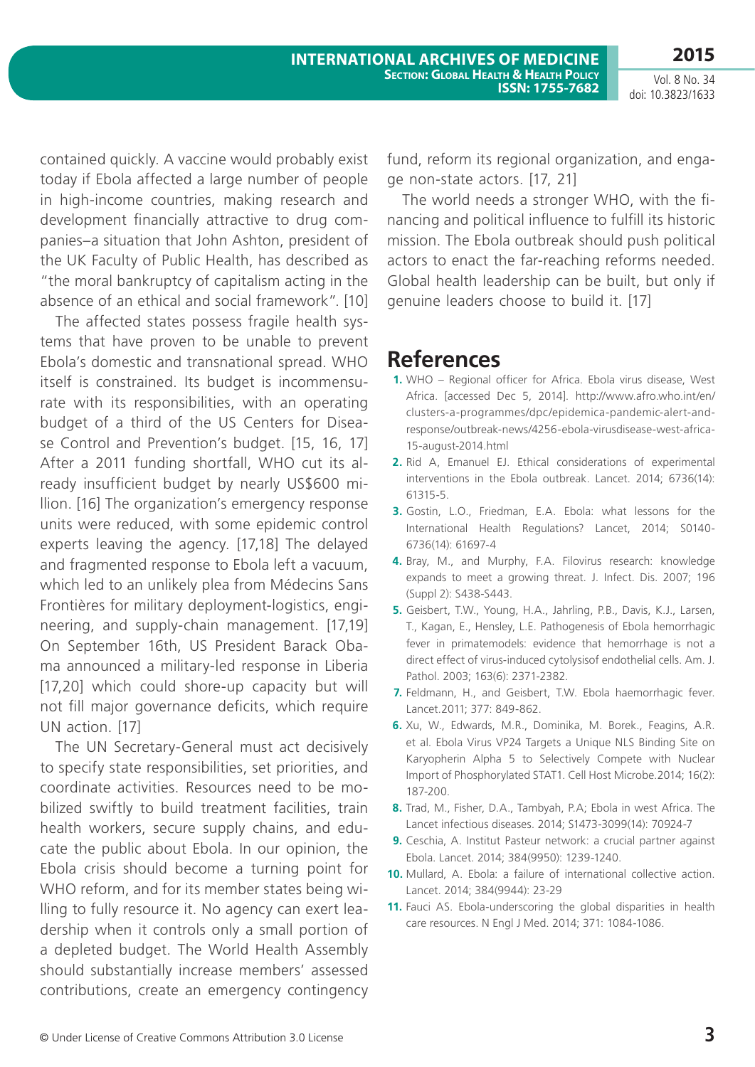contained quickly. A vaccine would probably exist today if Ebola affected a large number of people in high-income countries, making research and development financially attractive to drug companies–a situation that John Ashton, president of the UK Faculty of Public Health, has described as "the moral bankruptcy of capitalism acting in the absence of an ethical and social framework". [10]

The affected states possess fragile health systems that have proven to be unable to prevent Ebola's domestic and transnational spread. WHO itself is constrained. Its budget is incommensurate with its responsibilities, with an operating budget of a third of the US Centers for Disease Control and Prevention's budget. [15, 16, 17] After a 2011 funding shortfall, WHO cut its already insufficient budget by nearly US$600 million. [16] The organization's emergency response units were reduced, with some epidemic control experts leaving the agency. [17,18] The delayed and fragmented response to Ebola left a vacuum, which led to an unlikely plea from Médecins Sans Frontières for military deployment-logistics, engineering, and supply-chain management. [17,19] On September 16th, US President Barack Obama announced a military-led response in Liberia [17,20] which could shore-up capacity but will not fill major governance deficits, which require UN action. [17]

The UN Secretary-General must act decisively to specify state responsibilities, set priorities, and coordinate activities. Resources need to be mobilized swiftly to build treatment facilities, train health workers, secure supply chains, and educate the public about Ebola. In our opinion, the Ebola crisis should become a turning point for WHO reform, and for its member states being willing to fully resource it. No agency can exert leadership when it controls only a small portion of a depleted budget. The World Health Assembly should substantially increase members' assessed contributions, create an emergency contingency fund, reform its regional organization, and engage non-state actors. [17, 21]

The world needs a stronger WHO, with the financing and political influence to fulfill its historic mission. The Ebola outbreak should push political actors to enact the far-reaching reforms needed. Global health leadership can be built, but only if genuine leaders choose to build it. [17]

## References

1. WHO – Regional officer for Africa. Ebola virus disease, West Africa. [accessed Dec 5, 2014]. http://www.afro.who.int/en/clusters-a-programmes/dpc/epidemica-pandemic-alert-and-response/outbreak-news/4256-ebola-virusdisease-west-africa-15-august-2014.html
2. Rid A, Emanuel EJ. Ethical considerations of experimental interventions in the Ebola outbreak. Lancet. 2014; 6736(14): 61315-5.
3. Gostin, L.O., Friedman, E.A. Ebola: what lessons for the International Health Regulations? Lancet, 2014; S0140-6736(14): 61697-4
4. Bray, M., and Murphy, F.A. Filovirus research: knowledge expands to meet a growing threat. J. Infect. Dis. 2007; 196 (Suppl 2): S438-S443.
5. Geisbert, T.W., Young, H.A., Jahrling, P.B., Davis, K.J., Larsen, T., Kagan, E., Hensley, L.E. Pathogenesis of Ebola hemorrhagic fever in primatemodels: evidence that hemorrhage is not a direct effect of virus-induced cytolysisof endothelial cells. Am. J. Pathol. 2003; 163(6): 2371-2382.
7. Feldmann, H., and Geisbert, T.W. Ebola haemorrhagic fever. Lancet.2011; 377: 849-862.
6. Xu, W., Edwards, M.R., Dominika, M. Borek., Feagins, A.R. et al. Ebola Virus VP24 Targets a Unique NLS Binding Site on Karyopherin Alpha 5 to Selectively Compete with Nuclear Import of Phosphorylated STAT1. Cell Host Microbe.2014; 16(2): 187-200.
8. Trad, M., Fisher, D.A., Tambyah, P.A; Ebola in west Africa. The Lancet infectious diseases. 2014; S1473-3099(14): 70924-7
9. Ceschia, A. Institut Pasteur network: a crucial partner against Ebola. Lancet. 2014; 384(9950): 1239-1240.
10. Mullard, A. Ebola: a failure of international collective action. Lancet. 2014; 384(9944): 23-29
11. Fauci AS. Ebola-underscoring the global disparities in health care resources. N Engl J Med. 2014; 371: 1084-1086.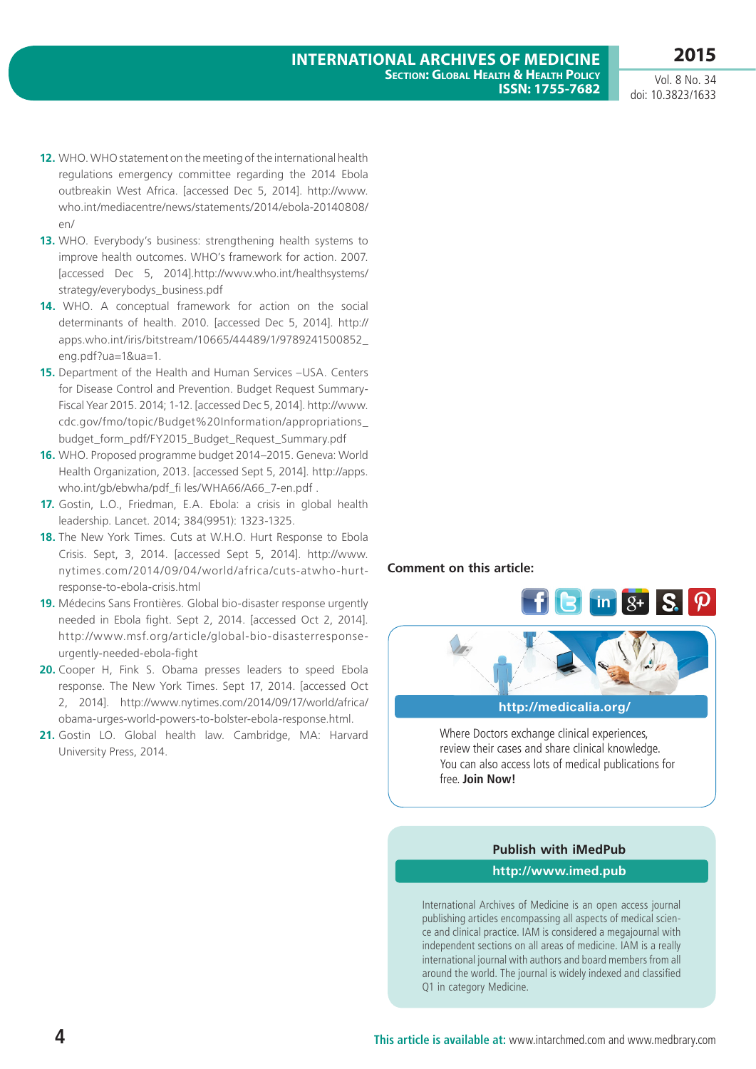12. WHO. WHO statement on the meeting of the international health regulations emergency committee regarding the 2014 Ebola outbreakin West Africa. [accessed Dec 5, 2014]. http://www.who.int/mediacentre/news/statements/2014/ebola-20140808/en/
13. WHO. Everybody's business: strengthening health systems to improve health outcomes. WHO's framework for action. 2007. [accessed Dec 5, 2014].http://www.who.int/healthsystems/strategy/everybodys_business.pdf
14. WHO. A conceptual framework for action on the social determinants of health. 2010. [accessed Dec 5, 2014]. http://apps.who.int/iris/bitstream/10665/44489/1/9789241500852_eng.pdf?ua=1&ua=1.
15. Department of the Health and Human Services –USA. Centers for Disease Control and Prevention. Budget Request Summary-Fiscal Year 2015. 2014; 1-12. [accessed Dec 5, 2014]. http://www.cdc.gov/fmo/topic/Budget%20Information/appropriations_budget_form_pdf/FY2015_Budget_Request_Summary.pdf
16. WHO. Proposed programme budget 2014–2015. Geneva: World Health Organization, 2013. [accessed Sept 5, 2014]. http://apps.who.int/gb/ebwha/pdf_fi les/WHA66/A66_7-en.pdf .
17. Gostin, L.O., Friedman, E.A. Ebola: a crisis in global health leadership. Lancet. 2014; 384(9951): 1323-1325.
18. The New York Times. Cuts at W.H.O. Hurt Response to Ebola Crisis. Sept, 3, 2014. [accessed Sept 5, 2014]. http://www.nytimes.com/2014/09/04/world/africa/cuts-atwho-hurt-response-to-ebola-crisis.html
19. Médecins Sans Frontières. Global bio-disaster response urgently needed in Ebola fight. Sept 2, 2014. [accessed Oct 2, 2014]. http://www.msf.org/article/global-bio-disasterresponse-urgently-needed-ebola-fight
20. Cooper H, Fink S. Obama presses leaders to speed Ebola response. The New York Times. Sept 17, 2014. [accessed Oct 2, 2014]. http://www.nytimes.com/2014/09/17/world/africa/obama-urges-world-powers-to-bolster-ebola-response.html.
21. Gostin LO. Global health law. Cambridge, MA: Harvard University Press, 2014.

**Comment on this article:**

**http://medicalia.org/**

Where Doctors exchange clinical experiences, review their cases and share clinical knowledge. You can also access lots of medical publications for free. **Join Now!**

**Publish with iMedPub**

**http://www.imed.pub**

International Archives of Medicine is an open access journal publishing articles encompassing all aspects of medical science and clinical practice. IAM is considered a megajournal with independent sections on all areas of medicine. IAM is a really international journal with authors and board members from all around the world. The journal is widely indexed and classified Q1 in category Medicine.